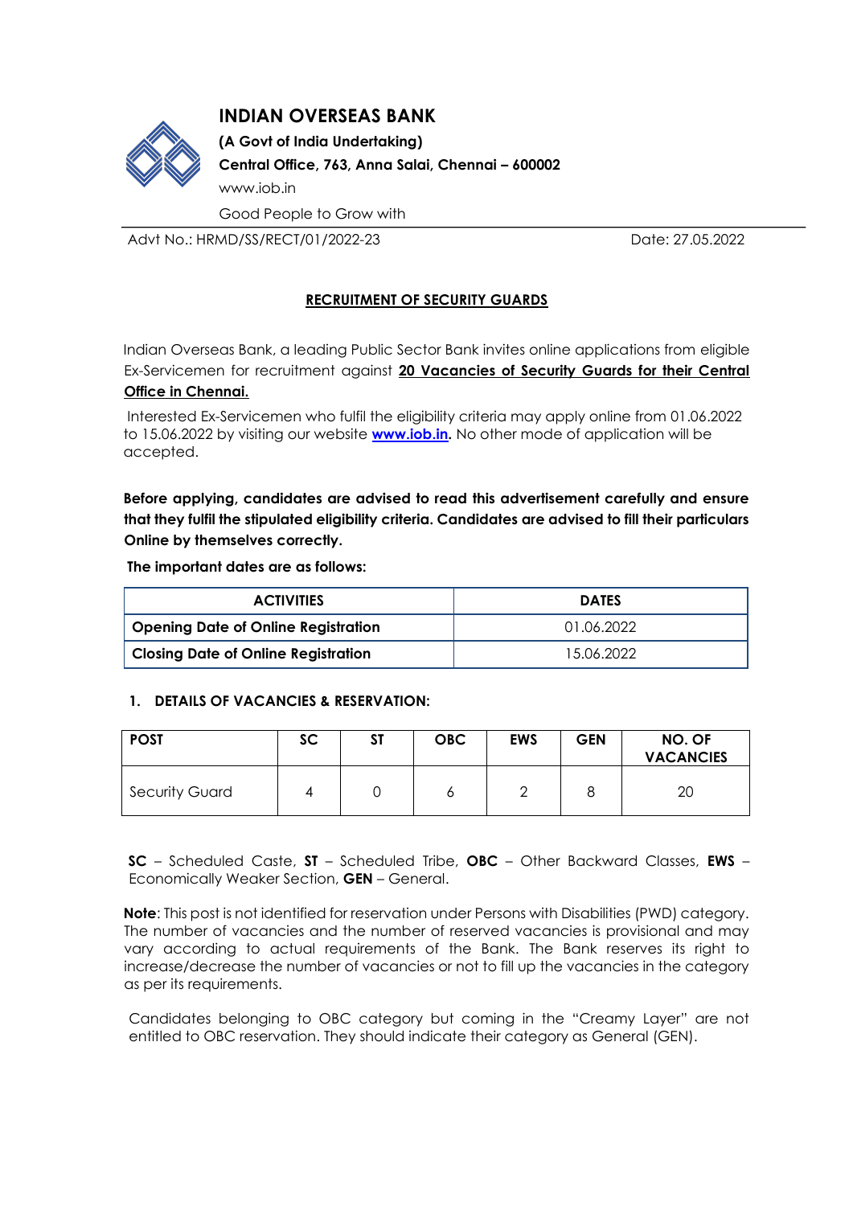# INDIAN OVERSEAS BANK

**(A Govt of India Undertaking)**

**Central Office, 763, Anna Salai, Chennai – 600002**

www.iob.in

Good People to Grow with

Advt No.: HRMD/SS/RECT/01/2022-23 Date: 27.05.2022

## RECRUITMENT OF SECURITY GUARDS

Indian Overseas Bank, a leading Public Sector Bank invites online applications from eligible Ex-Servicemen for recruitment against **20 Vacancies of Security Guards for their Central Office in Chennai.**

Interested Ex-Servicemen who fulfil the eligibility criteria may apply online from 01.06.2022 to 15.06.2022 by visiting our website **www.iob.in.** No other mode of application will be accepted.

**Before applying, candidates are advised to read this advertisement carefully and ensure that they fulfil the stipulated eligibility criteria. Candidates are advised to fill their particulars Online by themselves correctly.**

**The important dates are as follows:**

| ACTIVITIES | DATES |
|---|---|
| **Opening Date of Online Registration** | 01.06.2022 |
| **Closing Date of Online Registration** | 15.06.2022 |

### 1. DETAILS OF VACANCIES & RESERVATION:

| POST | SC | ST | OBC | EWS | GEN | NO. OF VACANCIES |
|---|---|---|---|---|---|---|
| Security Guard | 4 | 0 | 6 | 2 | 8 | 20 |

**SC** – Scheduled Caste, **ST** – Scheduled Tribe, **OBC** – Other Backward Classes, **EWS** – Economically Weaker Section, **GEN** – General.

**Note**: This post is not identified for reservation under Persons with Disabilities (PWD) category. The number of vacancies and the number of reserved vacancies is provisional and may vary according to actual requirements of the Bank. The Bank reserves its right to increase/decrease the number of vacancies or not to fill up the vacancies in the category as per its requirements.

Candidates belonging to OBC category but coming in the "Creamy Layer" are not entitled to OBC reservation. They should indicate their category as General (GEN).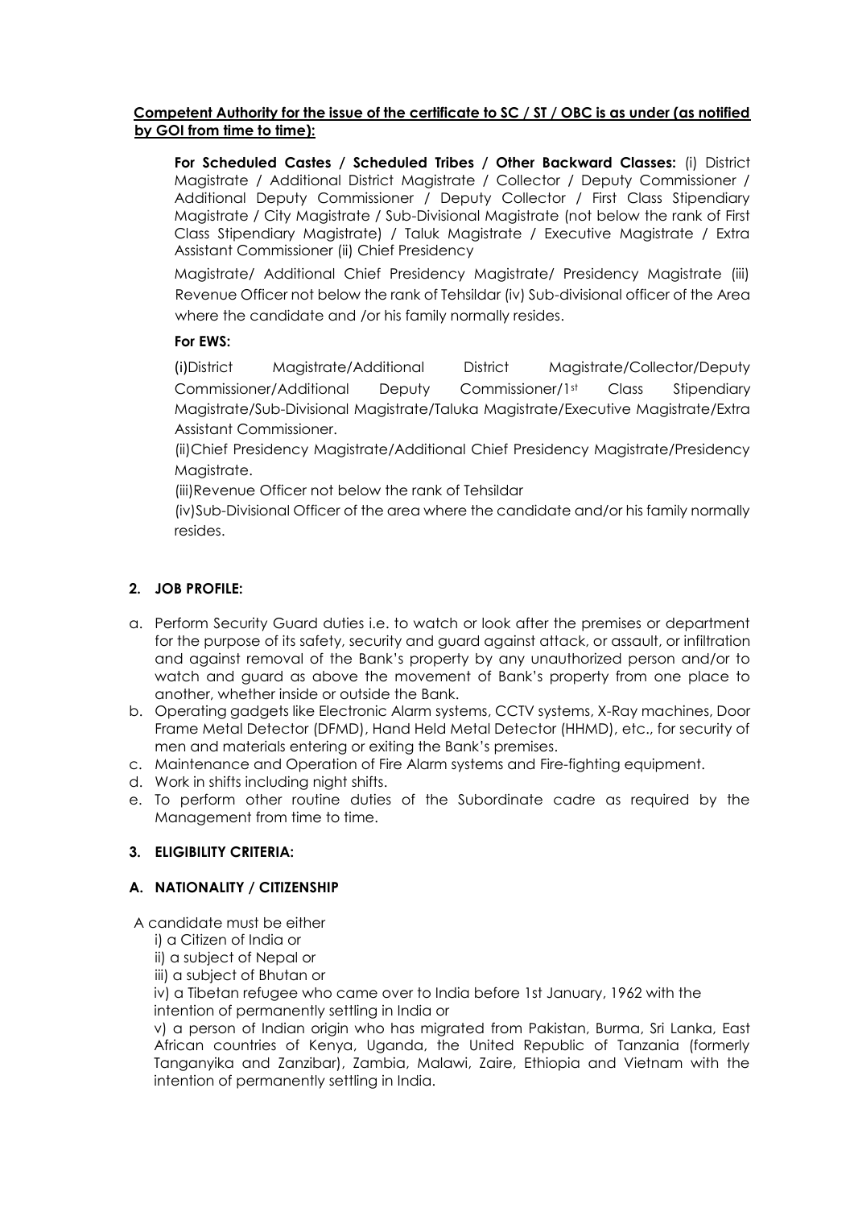**Competent Authority for the issue of the certificate to SC / ST / OBC is as under (as notified by GOI from time to time):**

**For Scheduled Castes / Scheduled Tribes / Other Backward Classes:** (i) District Magistrate / Additional District Magistrate / Collector / Deputy Commissioner / Additional Deputy Commissioner / Deputy Collector / First Class Stipendiary Magistrate / City Magistrate / Sub-Divisional Magistrate (not below the rank of First Class Stipendiary Magistrate) / Taluk Magistrate / Executive Magistrate / Extra Assistant Commissioner (ii) Chief Presidency Magistrate/ Additional Chief Presidency Magistrate/ Presidency Magistrate (iii) Revenue Officer not below the rank of Tehsildar (iv) Sub-divisional officer of the Area where the candidate and /or his family normally resides.

**For EWS:**

(i)District Magistrate/Additional District Magistrate/Collector/Deputy Commissioner/Additional Deputy Commissioner/1st Class Stipendiary Magistrate/Sub-Divisional Magistrate/Taluka Magistrate/Executive Magistrate/Extra Assistant Commissioner.

(ii)Chief Presidency Magistrate/Additional Chief Presidency Magistrate/Presidency Magistrate.

(iii)Revenue Officer not below the rank of Tehsildar

(iv)Sub-Divisional Officer of the area where the candidate and/or his family normally resides.

## 2. JOB PROFILE:

a. Perform Security Guard duties i.e. to watch or look after the premises or department for the purpose of its safety, security and guard against attack, or assault, or infiltration and against removal of the Bank's property by any unauthorized person and/or to watch and guard as above the movement of Bank's property from one place to another, whether inside or outside the Bank.
b. Operating gadgets like Electronic Alarm systems, CCTV systems, X-Ray machines, Door Frame Metal Detector (DFMD), Hand Held Metal Detector (HHMD), etc., for security of men and materials entering or exiting the Bank's premises.
c. Maintenance and Operation of Fire Alarm systems and Fire-fighting equipment.
d. Work in shifts including night shifts.
e. To perform other routine duties of the Subordinate cadre as required by the Management from time to time.

## 3. ELIGIBILITY CRITERIA:

### A. NATIONALITY / CITIZENSHIP

A candidate must be either

i) a Citizen of India or

ii) a subject of Nepal or

iii) a subject of Bhutan or

iv) a Tibetan refugee who came over to India before 1st January, 1962 with the intention of permanently settling in India or

v) a person of Indian origin who has migrated from Pakistan, Burma, Sri Lanka, East African countries of Kenya, Uganda, the United Republic of Tanzania (formerly Tanganyika and Zanzibar), Zambia, Malawi, Zaire, Ethiopia and Vietnam with the intention of permanently settling in India.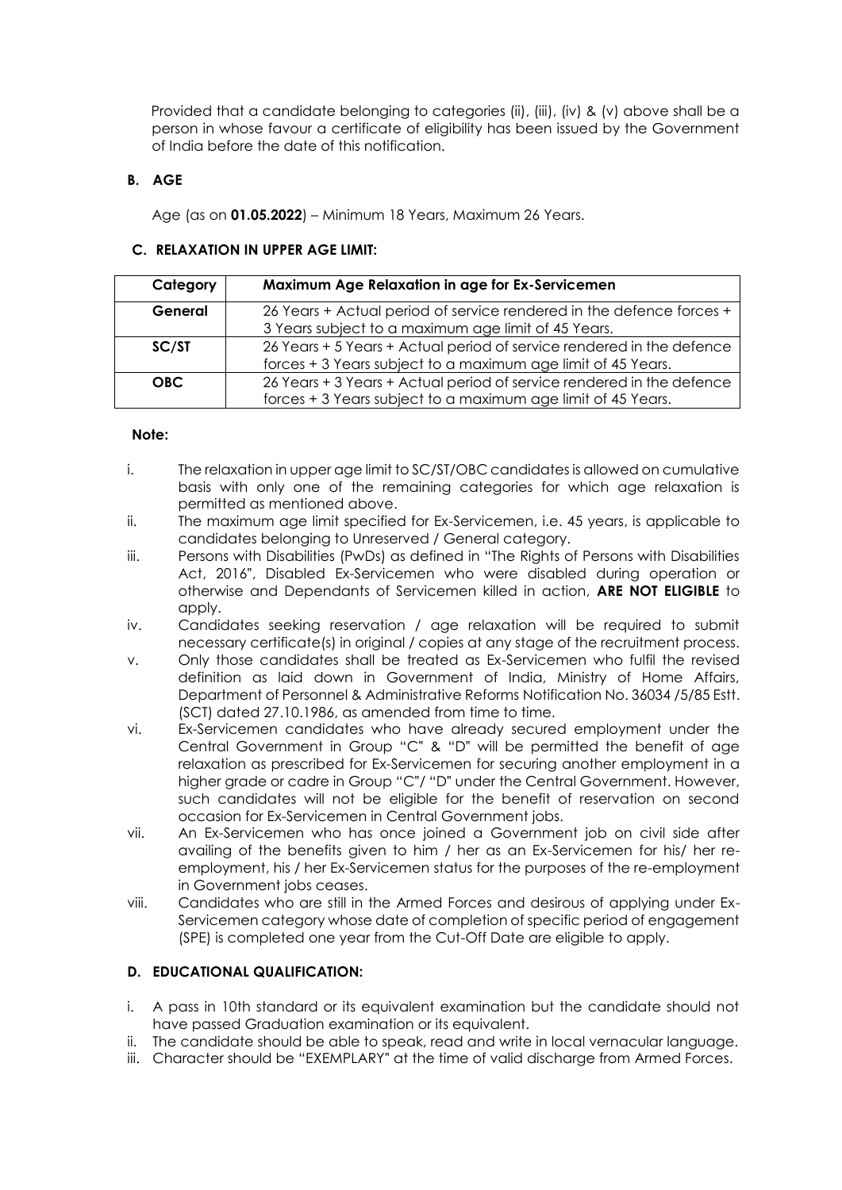Provided that a candidate belonging to categories (ii), (iii), (iv) & (v) above shall be a person in whose favour a certificate of eligibility has been issued by the Government of India before the date of this notification.

**B. AGE**

Age (as on **01.05.2022**) – Minimum 18 Years, Maximum 26 Years.

**C. RELAXATION IN UPPER AGE LIMIT:**

| Category | Maximum Age Relaxation in age for Ex-Servicemen |
|---|---|
| **General** | 26 Years + Actual period of service rendered in the defence forces + 3 Years subject to a maximum age limit of 45 Years. |
| **SC/ST** | 26 Years + 5 Years + Actual period of service rendered in the defence forces + 3 Years subject to a maximum age limit of 45 Years. |
| **OBC** | 26 Years + 3 Years + Actual period of service rendered in the defence forces + 3 Years subject to a maximum age limit of 45 Years. |

**Note:**

i. The relaxation in upper age limit to SC/ST/OBC candidates is allowed on cumulative basis with only one of the remaining categories for which age relaxation is permitted as mentioned above.

ii. The maximum age limit specified for Ex-Servicemen, i.e. 45 years, is applicable to candidates belonging to Unreserved / General category.

iii. Persons with Disabilities (PwDs) as defined in "The Rights of Persons with Disabilities Act, 2016", Disabled Ex-Servicemen who were disabled during operation or otherwise and Dependants of Servicemen killed in action, **ARE NOT ELIGIBLE** to apply.

iv. Candidates seeking reservation / age relaxation will be required to submit necessary certificate(s) in original / copies at any stage of the recruitment process.

v. Only those candidates shall be treated as Ex-Servicemen who fulfil the revised definition as laid down in Government of India, Ministry of Home Affairs, Department of Personnel & Administrative Reforms Notification No. 36034 /5/85 Estt. (SCT) dated 27.10.1986, as amended from time to time.

vi. Ex-Servicemen candidates who have already secured employment under the Central Government in Group "C" & "D" will be permitted the benefit of age relaxation as prescribed for Ex-Servicemen for securing another employment in a higher grade or cadre in Group "C"/ "D" under the Central Government. However, such candidates will not be eligible for the benefit of reservation on second occasion for Ex-Servicemen in Central Government jobs.

vii. An Ex-Servicemen who has once joined a Government job on civil side after availing of the benefits given to him / her as an Ex-Servicemen for his/ her re-employment, his / her Ex-Servicemen status for the purposes of the re-employment in Government jobs ceases.

viii. Candidates who are still in the Armed Forces and desirous of applying under Ex-Servicemen category whose date of completion of specific period of engagement (SPE) is completed one year from the Cut-Off Date are eligible to apply.

**D. EDUCATIONAL QUALIFICATION:**

i. A pass in 10th standard or its equivalent examination but the candidate should not have passed Graduation examination or its equivalent.

ii. The candidate should be able to speak, read and write in local vernacular language.

iii. Character should be "EXEMPLARY" at the time of valid discharge from Armed Forces.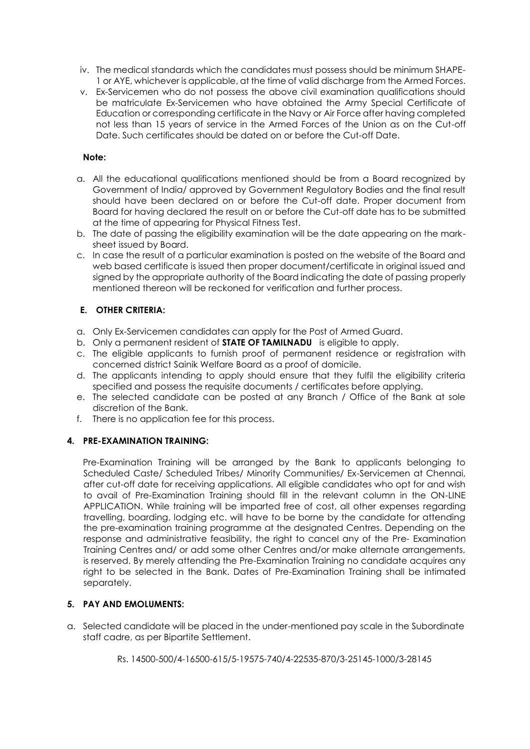iv. The medical standards which the candidates must possess should be minimum SHAPE-1 or AYE, whichever is applicable, at the time of valid discharge from the Armed Forces.

v. Ex-Servicemen who do not possess the above civil examination qualifications should be matriculate Ex-Servicemen who have obtained the Army Special Certificate of Education or corresponding certificate in the Navy or Air Force after having completed not less than 15 years of service in the Armed Forces of the Union as on the Cut-off Date. Such certificates should be dated on or before the Cut-off Date.

**Note:**

a. All the educational qualifications mentioned should be from a Board recognized by Government of India/ approved by Government Regulatory Bodies and the final result should have been declared on or before the Cut-off date. Proper document from Board for having declared the result on or before the Cut-off date has to be submitted at the time of appearing for Physical Fitness Test.

b. The date of passing the eligibility examination will be the date appearing on the mark-sheet issued by Board.

c. In case the result of a particular examination is posted on the website of the Board and web based certificate is issued then proper document/certificate in original issued and signed by the appropriate authority of the Board indicating the date of passing properly mentioned thereon will be reckoned for verification and further process.

### E. OTHER CRITERIA:

a. Only Ex-Servicemen candidates can apply for the Post of Armed Guard.

b. Only a permanent resident of **STATE OF TAMILNADU** is eligible to apply.

c. The eligible applicants to furnish proof of permanent residence or registration with concerned district Sainik Welfare Board as a proof of domicile.

d. The applicants intending to apply should ensure that they fulfil the eligibility criteria specified and possess the requisite documents / certificates before applying.

e. The selected candidate can be posted at any Branch / Office of the Bank at sole discretion of the Bank.

f. There is no application fee for this process.

## 4. PRE-EXAMINATION TRAINING:

Pre-Examination Training will be arranged by the Bank to applicants belonging to Scheduled Caste/ Scheduled Tribes/ Minority Communities/ Ex-Servicemen at Chennai, after cut-off date for receiving applications. All eligible candidates who opt for and wish to avail of Pre-Examination Training should fill in the relevant column in the ON-LINE APPLICATION. While training will be imparted free of cost, all other expenses regarding travelling, boarding, lodging etc. will have to be borne by the candidate for attending the pre-examination training programme at the designated Centres. Depending on the response and administrative feasibility, the right to cancel any of the Pre- Examination Training Centres and/ or add some other Centres and/or make alternate arrangements, is reserved. By merely attending the Pre-Examination Training no candidate acquires any right to be selected in the Bank. Dates of Pre-Examination Training shall be intimated separately.

## 5. PAY AND EMOLUMENTS:

a. Selected candidate will be placed in the under-mentioned pay scale in the Subordinate staff cadre, as per Bipartite Settlement.

Rs. 14500-500/4-16500-615/5-19575-740/4-22535-870/3-25145-1000/3-28145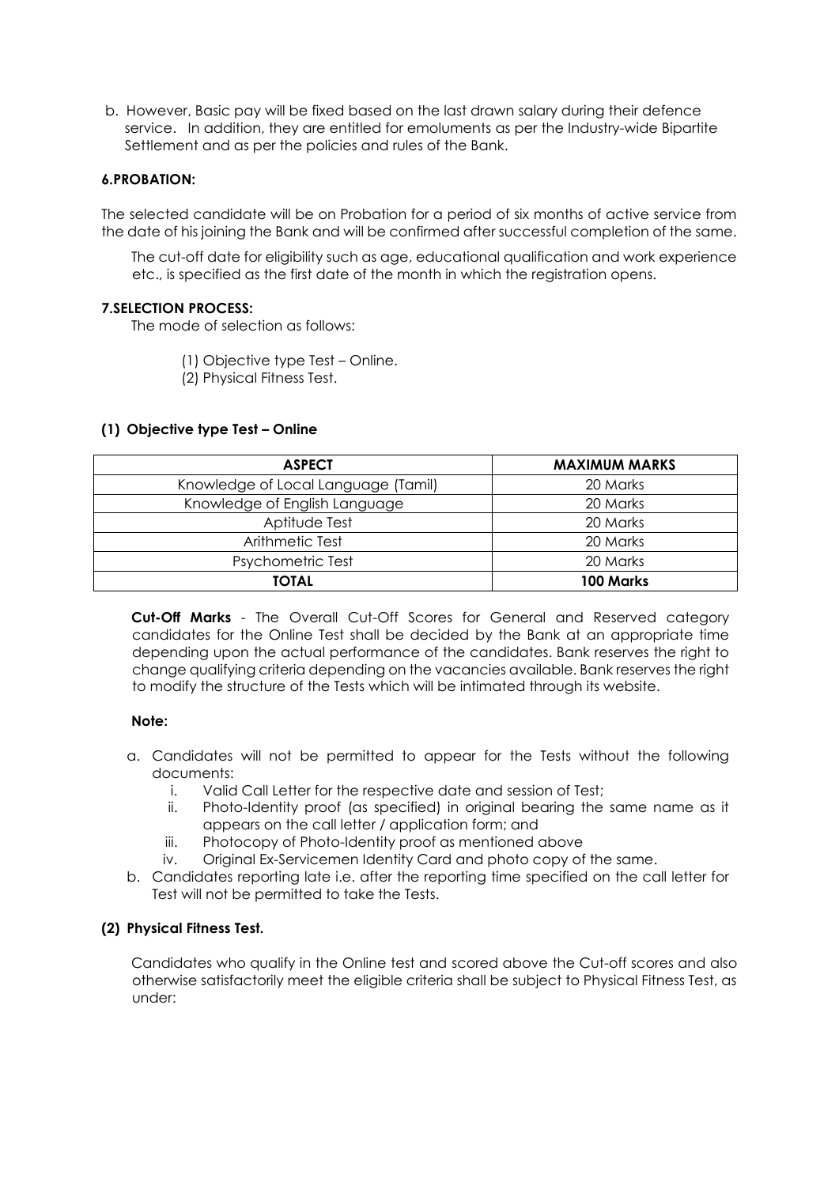b. However, Basic pay will be fixed based on the last drawn salary during their defence service. In addition, they are entitled for emoluments as per the Industry-wide Bipartite Settlement and as per the policies and rules of the Bank.

**6.PROBATION:**

The selected candidate will be on Probation for a period of six months of active service from the date of his joining the Bank and will be confirmed after successful completion of the same.

The cut-off date for eligibility such as age, educational qualification and work experience etc., is specified as the first date of the month in which the registration opens.

**7.SELECTION PROCESS:**

The mode of selection as follows:

(1) Objective type Test – Online.
(2) Physical Fitness Test.

**(1) Objective type Test – Online**

| ASPECT | MAXIMUM MARKS |
|---|---|
| Knowledge of Local Language (Tamil) | 20 Marks |
| Knowledge of English Language | 20 Marks |
| Aptitude Test | 20 Marks |
| Arithmetic Test | 20 Marks |
| Psychometric Test | 20 Marks |
| **TOTAL** | **100 Marks** |

**Cut-Off Marks** - The Overall Cut-Off Scores for General and Reserved category candidates for the Online Test shall be decided by the Bank at an appropriate time depending upon the actual performance of the candidates. Bank reserves the right to change qualifying criteria depending on the vacancies available. Bank reserves the right to modify the structure of the Tests which will be intimated through its website.

**Note:**

a. Candidates will not be permitted to appear for the Tests without the following documents:
   i. Valid Call Letter for the respective date and session of Test;
   ii. Photo-Identity proof (as specified) in original bearing the same name as it appears on the call letter / application form; and
   iii. Photocopy of Photo-Identity proof as mentioned above
   iv. Original Ex-Servicemen Identity Card and photo copy of the same.
b. Candidates reporting late i.e. after the reporting time specified on the call letter for Test will not be permitted to take the Tests.

**(2) Physical Fitness Test.**

Candidates who qualify in the Online test and scored above the Cut-off scores and also otherwise satisfactorily meet the eligible criteria shall be subject to Physical Fitness Test, as under: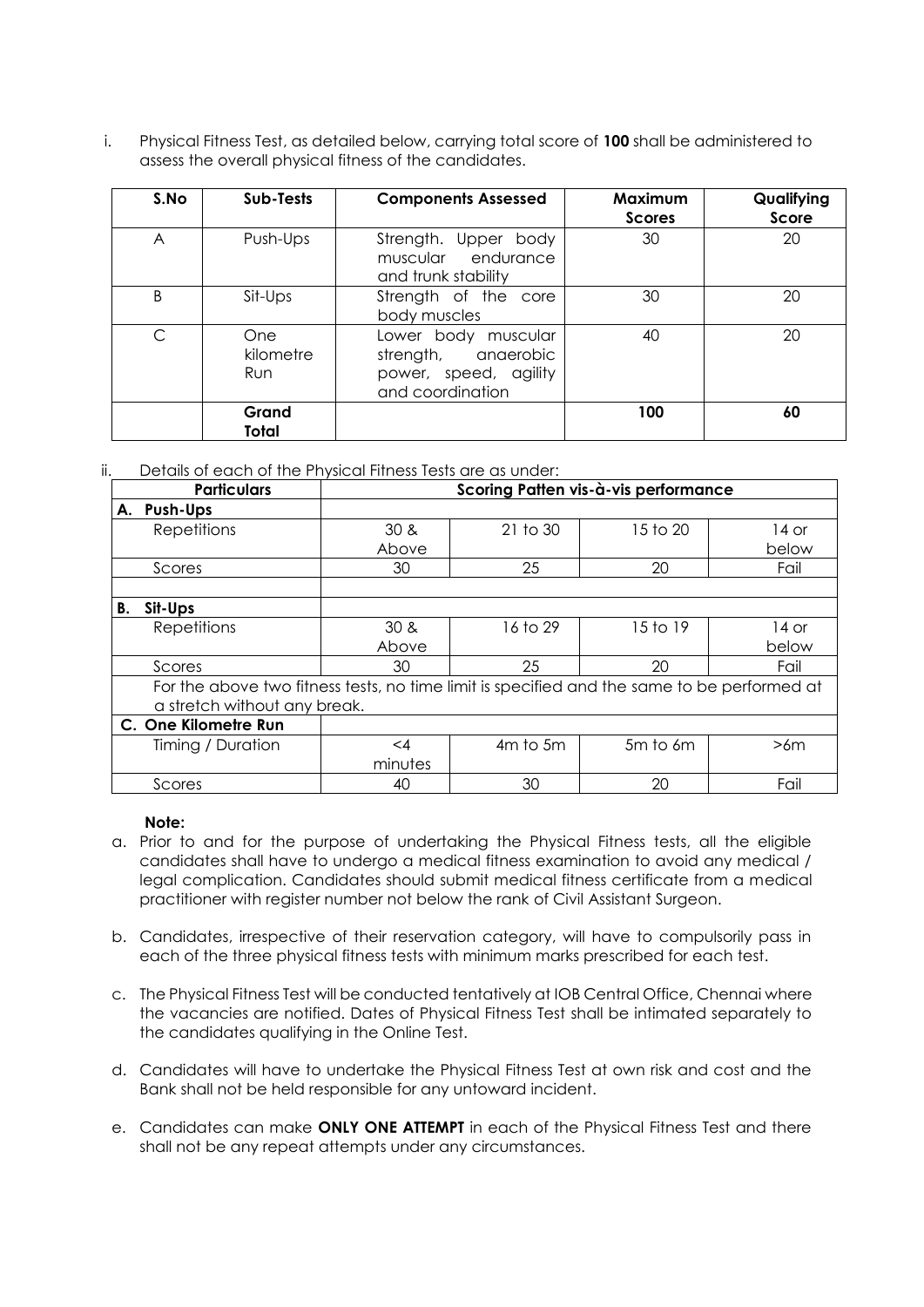i. Physical Fitness Test, as detailed below, carrying total score of **100** shall be administered to assess the overall physical fitness of the candidates.

| S.No | Sub-Tests | Components Assessed | Maximum Scores | Qualifying Score |
|---|---|---|---|---|
| A | Push-Ups | Strength. Upper body muscular endurance and trunk stability | 30 | 20 |
| B | Sit-Ups | Strength of the core body muscles | 30 | 20 |
| C | One kilometre Run | Lower body muscular strength, anaerobic power, speed, agility and coordination | 40 | 20 |
| | **Grand Total** | | **100** | **60** |

ii. Details of each of the Physical Fitness Tests are as under:

| Particulars | Scoring Patten vis-à-vis performance | | | |
|---|---|---|---|---|
| **A. Push-Ups** | | | | |
| Repetitions | 30 & Above | 21 to 30 | 15 to 20 | 14 or below |
| Scores | 30 | 25 | 20 | Fail |
| | | | | |
| **B. Sit-Ups** | | | | |
| Repetitions | 30 & Above | 16 to 29 | 15 to 19 | 14 or below |
| Scores | 30 | 25 | 20 | Fail |
| For the above two fitness tests, no time limit is specified and the same to be performed at a stretch without any break. | | | | |
| **C. One Kilometre Run** | | | | |
| Timing / Duration | <4 minutes | 4m to 5m | 5m to 6m | >6m |
| Scores | 40 | 30 | 20 | Fail |

**Note:**

a. Prior to and for the purpose of undertaking the Physical Fitness tests, all the eligible candidates shall have to undergo a medical fitness examination to avoid any medical / legal complication. Candidates should submit medical fitness certificate from a medical practitioner with register number not below the rank of Civil Assistant Surgeon.

b. Candidates, irrespective of their reservation category, will have to compulsorily pass in each of the three physical fitness tests with minimum marks prescribed for each test.

c. The Physical Fitness Test will be conducted tentatively at IOB Central Office, Chennai where the vacancies are notified. Dates of Physical Fitness Test shall be intimated separately to the candidates qualifying in the Online Test.

d. Candidates will have to undertake the Physical Fitness Test at own risk and cost and the Bank shall not be held responsible for any untoward incident.

e. Candidates can make **ONLY ONE ATTEMPT** in each of the Physical Fitness Test and there shall not be any repeat attempts under any circumstances.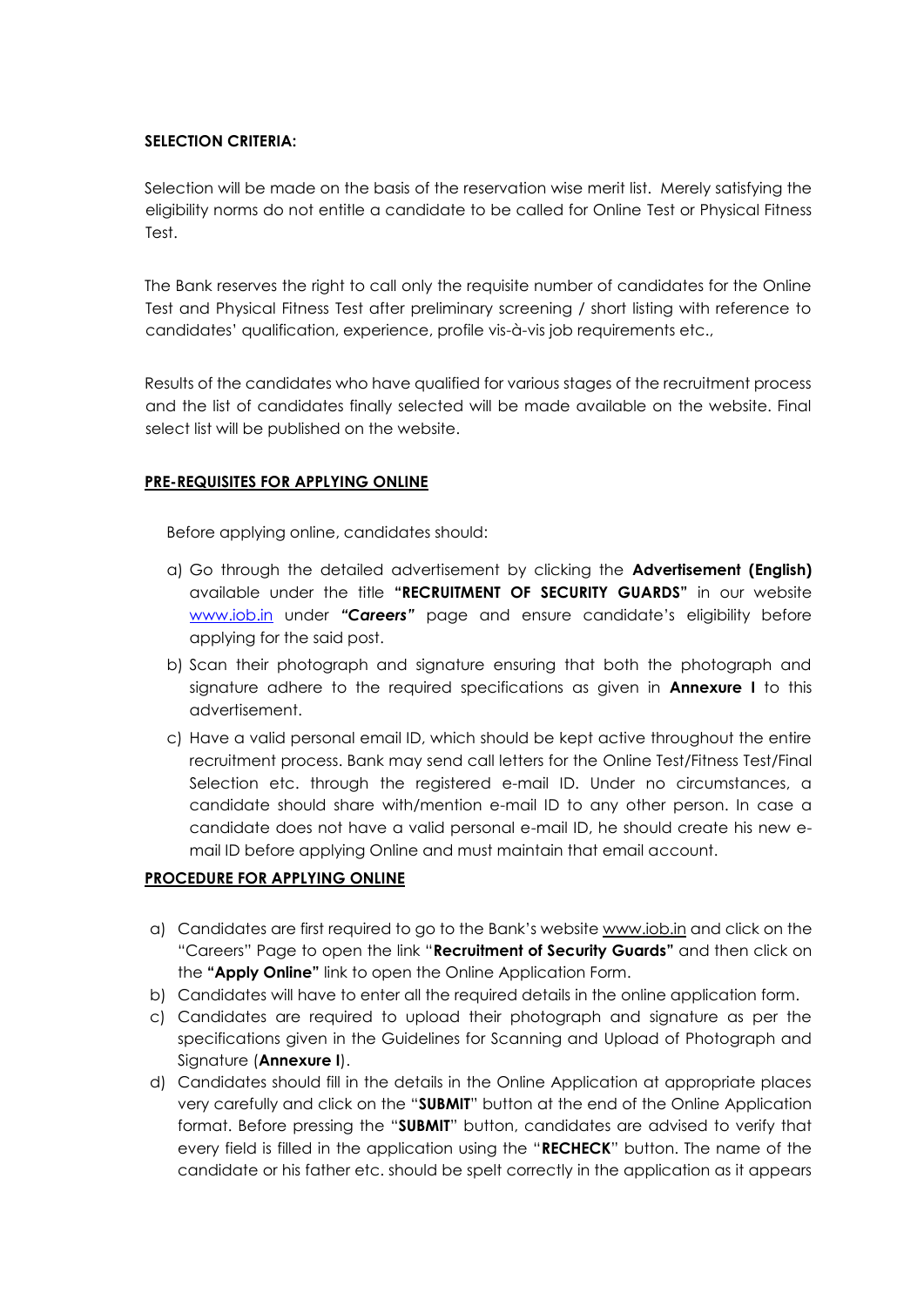**SELECTION CRITERIA:**

Selection will be made on the basis of the reservation wise merit list. Merely satisfying the eligibility norms do not entitle a candidate to be called for Online Test or Physical Fitness Test.

The Bank reserves the right to call only the requisite number of candidates for the Online Test and Physical Fitness Test after preliminary screening / short listing with reference to candidates' qualification, experience, profile vis-à-vis job requirements etc.,

Results of the candidates who have qualified for various stages of the recruitment process and the list of candidates finally selected will be made available on the website. Final select list will be published on the website.

**PRE-REQUISITES FOR APPLYING ONLINE**

Before applying online, candidates should:

a) Go through the detailed advertisement by clicking the **Advertisement (English)** available under the title **"RECRUITMENT OF SECURITY GUARDS"** in our website www.iob.in under ***"Careers"*** page and ensure candidate's eligibility before applying for the said post.
b) Scan their photograph and signature ensuring that both the photograph and signature adhere to the required specifications as given in **Annexure I** to this advertisement.
c) Have a valid personal email ID, which should be kept active throughout the entire recruitment process. Bank may send call letters for the Online Test/Fitness Test/Final Selection etc. through the registered e-mail ID. Under no circumstances, a candidate should share with/mention e-mail ID to any other person. In case a candidate does not have a valid personal e-mail ID, he should create his new e-mail ID before applying Online and must maintain that email account.

**PROCEDURE FOR APPLYING ONLINE**

a) Candidates are first required to go to the Bank's website www.iob.in and click on the "Careers" Page to open the link "**Recruitment of Security Guards"** and then click on the **"Apply Online"** link to open the Online Application Form.
b) Candidates will have to enter all the required details in the online application form.
c) Candidates are required to upload their photograph and signature as per the specifications given in the Guidelines for Scanning and Upload of Photograph and Signature (**Annexure I**).
d) Candidates should fill in the details in the Online Application at appropriate places very carefully and click on the "**SUBMIT**" button at the end of the Online Application format. Before pressing the "**SUBMIT**" button, candidates are advised to verify that every field is filled in the application using the "**RECHECK**" button. The name of the candidate or his father etc. should be spelt correctly in the application as it appears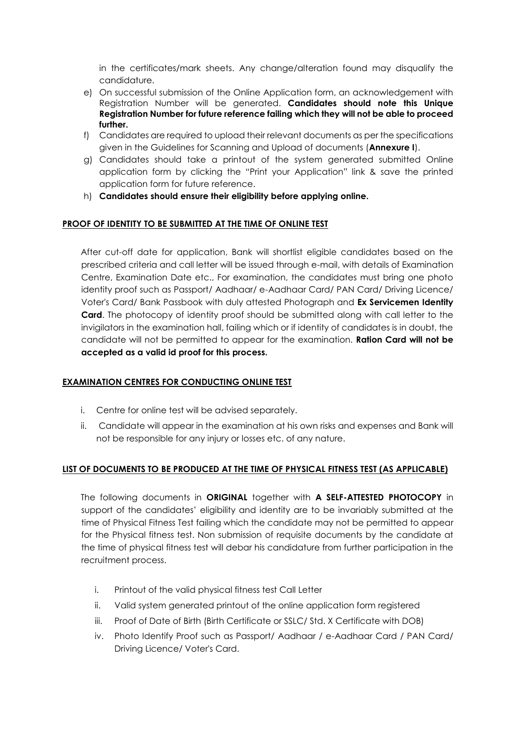in the certificates/mark sheets. Any change/alteration found may disqualify the candidature.

e) On successful submission of the Online Application form, an acknowledgement with Registration Number will be generated. **Candidates should note this Unique Registration Number for future reference failing which they will not be able to proceed further.**

f) Candidates are required to upload their relevant documents as per the specifications given in the Guidelines for Scanning and Upload of documents (**Annexure I**).

g) Candidates should take a printout of the system generated submitted Online application form by clicking the "Print your Application" link & save the printed application form for future reference.

h) **Candidates should ensure their eligibility before applying online.**

**PROOF OF IDENTITY TO BE SUBMITTED AT THE TIME OF ONLINE TEST**

After cut-off date for application, Bank will shortlist eligible candidates based on the prescribed criteria and call letter will be issued through e-mail, with details of Examination Centre, Examination Date etc., For examination, the candidates must bring one photo identity proof such as Passport/ Aadhaar/ e-Aadhaar Card/ PAN Card/ Driving Licence/ Voter's Card/ Bank Passbook with duly attested Photograph and **Ex Servicemen Identity Card**. The photocopy of identity proof should be submitted along with call letter to the invigilators in the examination hall, failing which or if identity of candidates is in doubt, the candidate will not be permitted to appear for the examination. **Ration Card will not be accepted as a valid id proof for this process.**

**EXAMINATION CENTRES FOR CONDUCTING ONLINE TEST**

i. Centre for online test will be advised separately.

ii. Candidate will appear in the examination at his own risks and expenses and Bank will not be responsible for any injury or losses etc. of any nature.

**LIST OF DOCUMENTS TO BE PRODUCED AT THE TIME OF PHYSICAL FITNESS TEST (AS APPLICABLE)**

The following documents in **ORIGINAL** together with **A SELF-ATTESTED PHOTOCOPY** in support of the candidates' eligibility and identity are to be invariably submitted at the time of Physical Fitness Test failing which the candidate may not be permitted to appear for the Physical fitness test. Non submission of requisite documents by the candidate at the time of physical fitness test will debar his candidature from further participation in the recruitment process.

i. Printout of the valid physical fitness test Call Letter

ii. Valid system generated printout of the online application form registered

iii. Proof of Date of Birth (Birth Certificate or SSLC/ Std. X Certificate with DOB)

iv. Photo Identify Proof such as Passport/ Aadhaar / e-Aadhaar Card / PAN Card/ Driving Licence/ Voter's Card.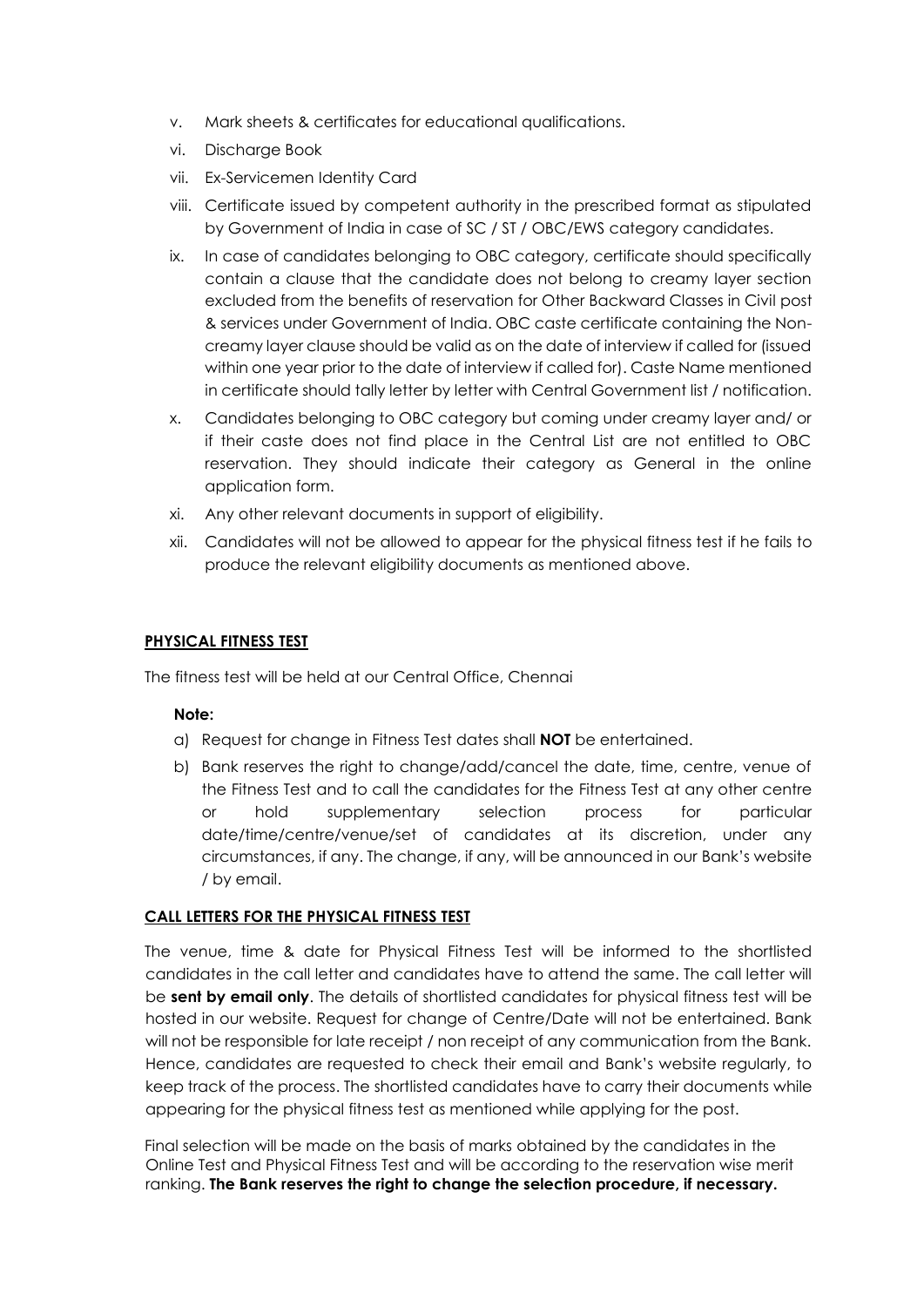v. Mark sheets & certificates for educational qualifications.

vi. Discharge Book

vii. Ex-Servicemen Identity Card

viii. Certificate issued by competent authority in the prescribed format as stipulated by Government of India in case of SC / ST / OBC/EWS category candidates.

ix. In case of candidates belonging to OBC category, certificate should specifically contain a clause that the candidate does not belong to creamy layer section excluded from the benefits of reservation for Other Backward Classes in Civil post & services under Government of India. OBC caste certificate containing the Non-creamy layer clause should be valid as on the date of interview if called for (issued within one year prior to the date of interview if called for). Caste Name mentioned in certificate should tally letter by letter with Central Government list / notification.

x. Candidates belonging to OBC category but coming under creamy layer and/ or if their caste does not find place in the Central List are not entitled to OBC reservation. They should indicate their category as General in the online application form.

xi. Any other relevant documents in support of eligibility.

xii. Candidates will not be allowed to appear for the physical fitness test if he fails to produce the relevant eligibility documents as mentioned above.

**PHYSICAL FITNESS TEST**

The fitness test will be held at our Central Office, Chennai

**Note:**

a) Request for change in Fitness Test dates shall **NOT** be entertained.

b) Bank reserves the right to change/add/cancel the date, time, centre, venue of the Fitness Test and to call the candidates for the Fitness Test at any other centre or hold supplementary selection process for particular date/time/centre/venue/set of candidates at its discretion, under any circumstances, if any. The change, if any, will be announced in our Bank's website / by email.

**CALL LETTERS FOR THE PHYSICAL FITNESS TEST**

The venue, time & date for Physical Fitness Test will be informed to the shortlisted candidates in the call letter and candidates have to attend the same. The call letter will be **sent by email only**. The details of shortlisted candidates for physical fitness test will be hosted in our website. Request for change of Centre/Date will not be entertained. Bank will not be responsible for late receipt / non receipt of any communication from the Bank. Hence, candidates are requested to check their email and Bank's website regularly, to keep track of the process. The shortlisted candidates have to carry their documents while appearing for the physical fitness test as mentioned while applying for the post.

Final selection will be made on the basis of marks obtained by the candidates in the Online Test and Physical Fitness Test and will be according to the reservation wise merit ranking. **The Bank reserves the right to change the selection procedure, if necessary.**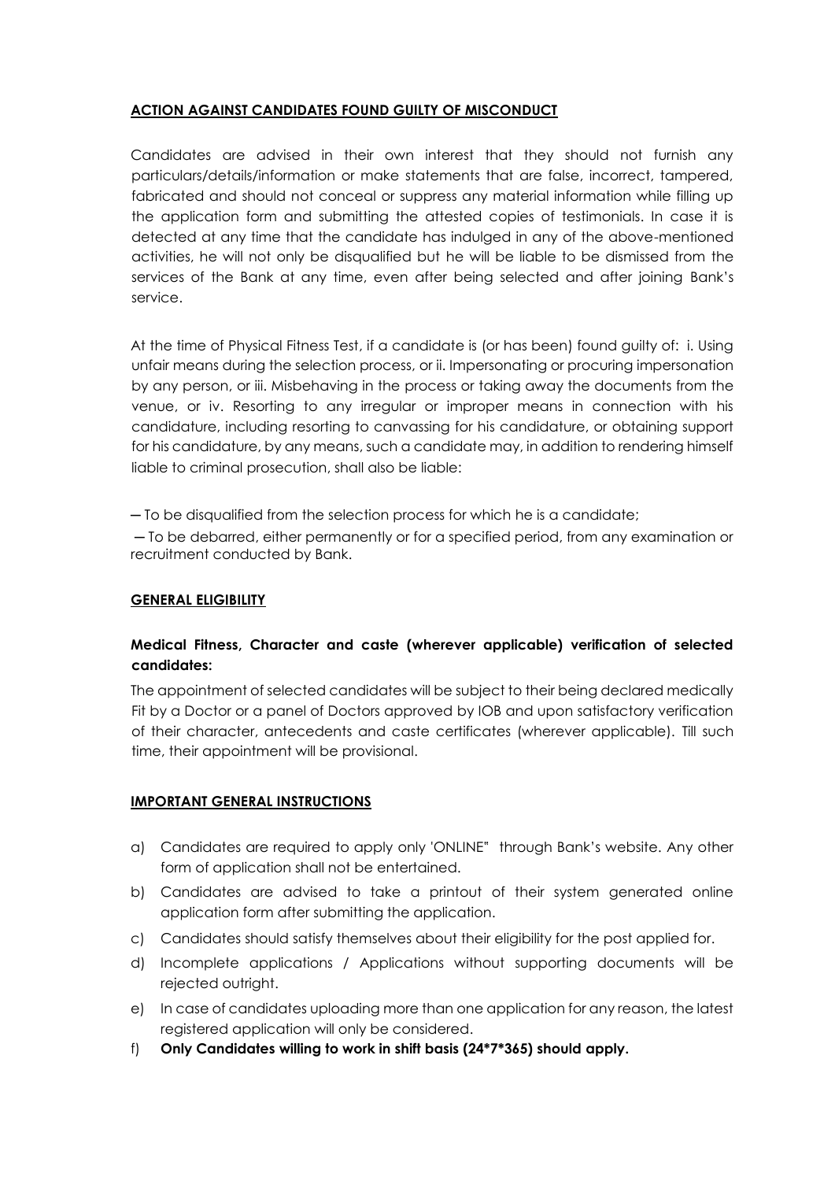## ACTION AGAINST CANDIDATES FOUND GUILTY OF MISCONDUCT

Candidates are advised in their own interest that they should not furnish any particulars/details/information or make statements that are false, incorrect, tampered, fabricated and should not conceal or suppress any material information while filling up the application form and submitting the attested copies of testimonials. In case it is detected at any time that the candidate has indulged in any of the above-mentioned activities, he will not only be disqualified but he will be liable to be dismissed from the services of the Bank at any time, even after being selected and after joining Bank's service.

At the time of Physical Fitness Test, if a candidate is (or has been) found guilty of: i. Using unfair means during the selection process, or ii. Impersonating or procuring impersonation by any person, or iii. Misbehaving in the process or taking away the documents from the venue, or iv. Resorting to any irregular or improper means in connection with his candidature, including resorting to canvassing for his candidature, or obtaining support for his candidature, by any means, such a candidate may, in addition to rendering himself liable to criminal prosecution, shall also be liable:

─ To be disqualified from the selection process for which he is a candidate;

─ To be debarred, either permanently or for a specified period, from any examination or recruitment conducted by Bank.

## GENERAL ELIGIBILITY

### Medical Fitness, Character and caste (wherever applicable) verification of selected candidates:

The appointment of selected candidates will be subject to their being declared medically Fit by a Doctor or a panel of Doctors approved by IOB and upon satisfactory verification of their character, antecedents and caste certificates (wherever applicable). Till such time, their appointment will be provisional.

## IMPORTANT GENERAL INSTRUCTIONS

a) Candidates are required to apply only 'ONLINE" through Bank's website. Any other form of application shall not be entertained.

b) Candidates are advised to take a printout of their system generated online application form after submitting the application.

c) Candidates should satisfy themselves about their eligibility for the post applied for.

d) Incomplete applications / Applications without supporting documents will be rejected outright.

e) In case of candidates uploading more than one application for any reason, the latest registered application will only be considered.

f) **Only Candidates willing to work in shift basis (24*7*365) should apply.**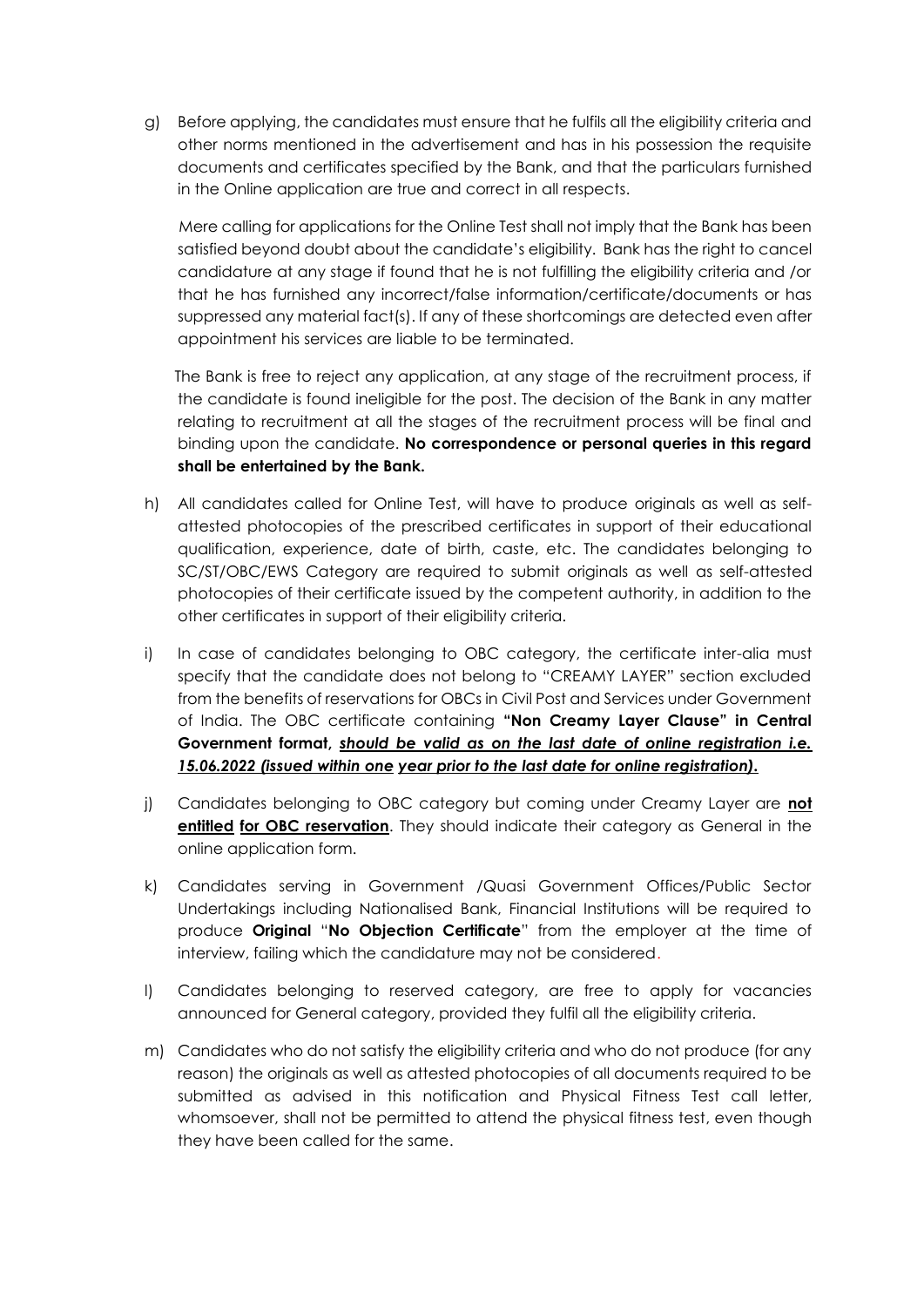g) Before applying, the candidates must ensure that he fulfils all the eligibility criteria and other norms mentioned in the advertisement and has in his possession the requisite documents and certificates specified by the Bank, and that the particulars furnished in the Online application are true and correct in all respects.

   Mere calling for applications for the Online Test shall not imply that the Bank has been satisfied beyond doubt about the candidate's eligibility. Bank has the right to cancel candidature at any stage if found that he is not fulfilling the eligibility criteria and /or that he has furnished any incorrect/false information/certificate/documents or has suppressed any material fact(s). If any of these shortcomings are detected even after appointment his services are liable to be terminated.

   The Bank is free to reject any application, at any stage of the recruitment process, if the candidate is found ineligible for the post. The decision of the Bank in any matter relating to recruitment at all the stages of the recruitment process will be final and binding upon the candidate. **No correspondence or personal queries in this regard shall be entertained by the Bank.**

h) All candidates called for Online Test, will have to produce originals as well as self-attested photocopies of the prescribed certificates in support of their educational qualification, experience, date of birth, caste, etc. The candidates belonging to SC/ST/OBC/EWS Category are required to submit originals as well as self-attested photocopies of their certificate issued by the competent authority, in addition to the other certificates in support of their eligibility criteria.

i) In case of candidates belonging to OBC category, the certificate inter-alia must specify that the candidate does not belong to "CREAMY LAYER" section excluded from the benefits of reservations for OBCs in Civil Post and Services under Government of India. The OBC certificate containing **"Non Creamy Layer Clause" in Central Government format, *should be valid as on the last date of online registration i.e. 15.06.2022 (issued within one year prior to the last date for online registration)*.**

j) Candidates belonging to OBC category but coming under Creamy Layer are **not entitled for OBC reservation**. They should indicate their category as General in the online application form.

k) Candidates serving in Government /Quasi Government Offices/Public Sector Undertakings including Nationalised Bank, Financial Institutions will be required to produce **Original** "**No Objection Certificate**" from the employer at the time of interview, failing which the candidature may not be considered.

l) Candidates belonging to reserved category, are free to apply for vacancies announced for General category, provided they fulfil all the eligibility criteria.

m) Candidates who do not satisfy the eligibility criteria and who do not produce (for any reason) the originals as well as attested photocopies of all documents required to be submitted as advised in this notification and Physical Fitness Test call letter, whomsoever, shall not be permitted to attend the physical fitness test, even though they have been called for the same.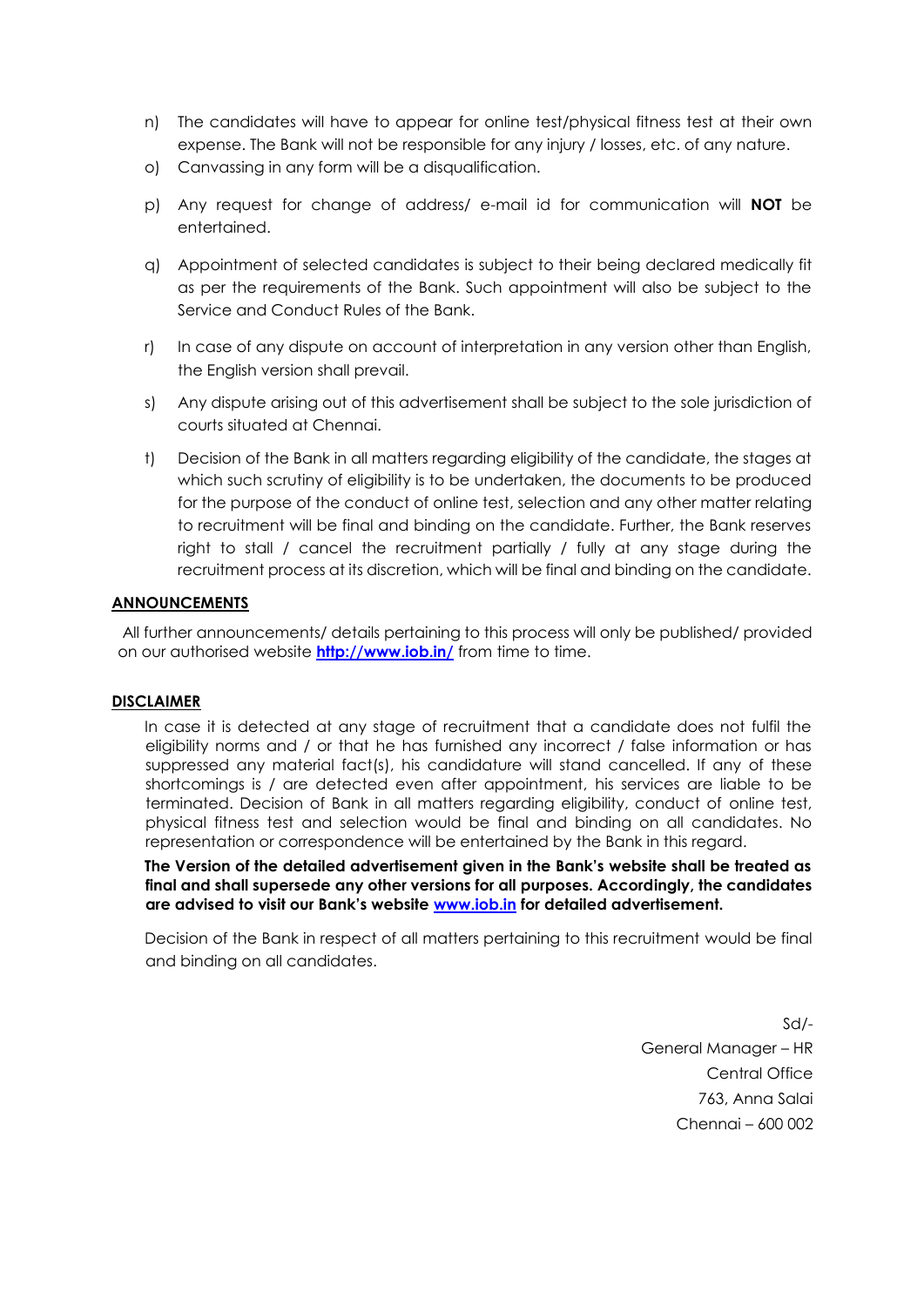n) The candidates will have to appear for online test/physical fitness test at their own expense. The Bank will not be responsible for any injury / losses, etc. of any nature.

o) Canvassing in any form will be a disqualification.

p) Any request for change of address/ e-mail id for communication will **NOT** be entertained.

q) Appointment of selected candidates is subject to their being declared medically fit as per the requirements of the Bank. Such appointment will also be subject to the Service and Conduct Rules of the Bank.

r) In case of any dispute on account of interpretation in any version other than English, the English version shall prevail.

s) Any dispute arising out of this advertisement shall be subject to the sole jurisdiction of courts situated at Chennai.

t) Decision of the Bank in all matters regarding eligibility of the candidate, the stages at which such scrutiny of eligibility is to be undertaken, the documents to be produced for the purpose of the conduct of online test, selection and any other matter relating to recruitment will be final and binding on the candidate. Further, the Bank reserves right to stall / cancel the recruitment partially / fully at any stage during the recruitment process at its discretion, which will be final and binding on the candidate.

## ANNOUNCEMENTS

All further announcements/ details pertaining to this process will only be published/ provided on our authorised website **http://www.iob.in/** from time to time.

## DISCLAIMER

In case it is detected at any stage of recruitment that a candidate does not fulfil the eligibility norms and / or that he has furnished any incorrect / false information or has suppressed any material fact(s), his candidature will stand cancelled. If any of these shortcomings is / are detected even after appointment, his services are liable to be terminated. Decision of Bank in all matters regarding eligibility, conduct of online test, physical fitness test and selection would be final and binding on all candidates. No representation or correspondence will be entertained by the Bank in this regard.

**The Version of the detailed advertisement given in the Bank's website shall be treated as final and shall supersede any other versions for all purposes. Accordingly, the candidates are advised to visit our Bank's website www.iob.in for detailed advertisement.**

Decision of the Bank in respect of all matters pertaining to this recruitment would be final and binding on all candidates.

Sd/-
General Manager – HR
Central Office
763, Anna Salai
Chennai – 600 002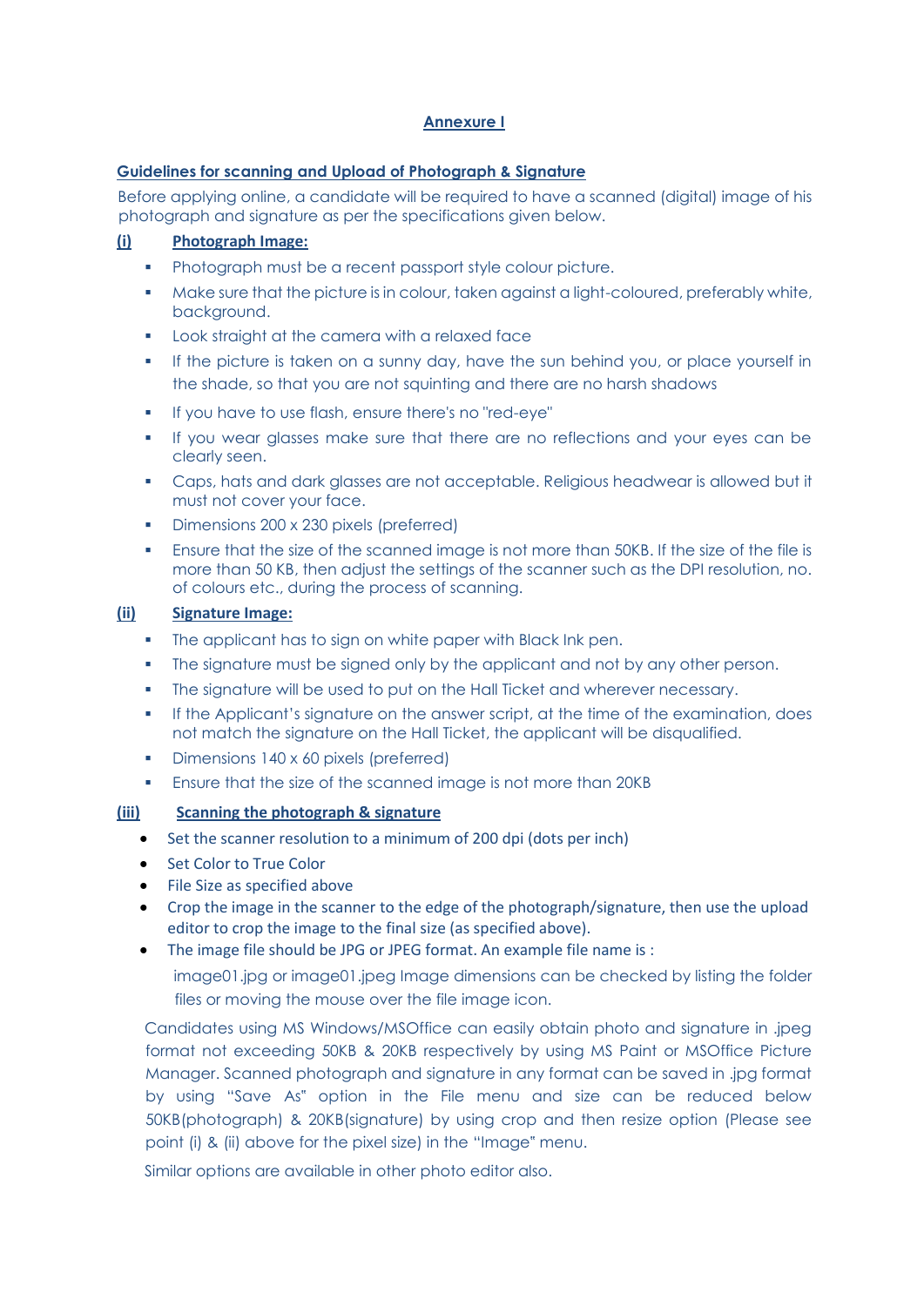## Annexure I

### Guidelines for scanning and Upload of Photograph & Signature

Before applying online, a candidate will be required to have a scanned (digital) image of his photograph and signature as per the specifications given below.

**(i) Photograph Image:**

- Photograph must be a recent passport style colour picture.
- Make sure that the picture is in colour, taken against a light-coloured, preferably white, background.
- Look straight at the camera with a relaxed face
- If the picture is taken on a sunny day, have the sun behind you, or place yourself in the shade, so that you are not squinting and there are no harsh shadows
- If you have to use flash, ensure there's no "red-eye"
- If you wear glasses make sure that there are no reflections and your eyes can be clearly seen.
- Caps, hats and dark glasses are not acceptable. Religious headwear is allowed but it must not cover your face.
- Dimensions 200 x 230 pixels (preferred)
- Ensure that the size of the scanned image is not more than 50KB. If the size of the file is more than 50 KB, then adjust the settings of the scanner such as the DPI resolution, no. of colours etc., during the process of scanning.

**(ii) Signature Image:**

- The applicant has to sign on white paper with Black Ink pen.
- The signature must be signed only by the applicant and not by any other person.
- The signature will be used to put on the Hall Ticket and wherever necessary.
- If the Applicant's signature on the answer script, at the time of the examination, does not match the signature on the Hall Ticket, the applicant will be disqualified.
- Dimensions 140 x 60 pixels (preferred)
- Ensure that the size of the scanned image is not more than 20KB

**(iii) Scanning the photograph & signature**

- Set the scanner resolution to a minimum of 200 dpi (dots per inch)
- Set Color to True Color
- File Size as specified above
- Crop the image in the scanner to the edge of the photograph/signature, then use the upload editor to crop the image to the final size (as specified above).
- The image file should be JPG or JPEG format. An example file name is :

  image01.jpg or image01.jpeg Image dimensions can be checked by listing the folder files or moving the mouse over the file image icon.

Candidates using MS Windows/MSOffice can easily obtain photo and signature in .jpeg format not exceeding 50KB & 20KB respectively by using MS Paint or MSOffice Picture Manager. Scanned photograph and signature in any format can be saved in .jpg format by using "Save As" option in the File menu and size can be reduced below 50KB(photograph) & 20KB(signature) by using crop and then resize option (Please see point (i) & (ii) above for the pixel size) in the "Image" menu.

Similar options are available in other photo editor also.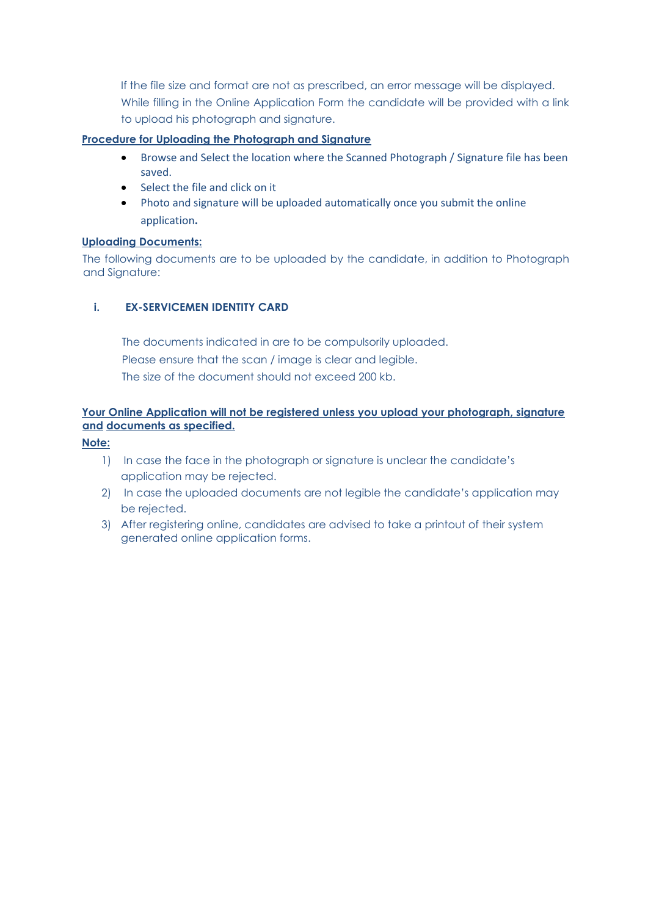If the file size and format are not as prescribed, an error message will be displayed. While filling in the Online Application Form the candidate will be provided with a link to upload his photograph and signature.

**Procedure for Uploading the Photograph and Signature**

- Browse and Select the location where the Scanned Photograph / Signature file has been saved.
- Select the file and click on it
- Photo and signature will be uploaded automatically once you submit the online application**.**

**Uploading Documents:**

The following documents are to be uploaded by the candidate, in addition to Photograph and Signature:

**i. EX-SERVICEMEN IDENTITY CARD**

The documents indicated in are to be compulsorily uploaded.
Please ensure that the scan / image is clear and legible.
The size of the document should not exceed 200 kb.

**Your Online Application will not be registered unless you upload your photograph, signature and documents as specified.**

**Note:**

1) In case the face in the photograph or signature is unclear the candidate's application may be rejected.
2) In case the uploaded documents are not legible the candidate's application may be rejected.
3) After registering online, candidates are advised to take a printout of their system generated online application forms.